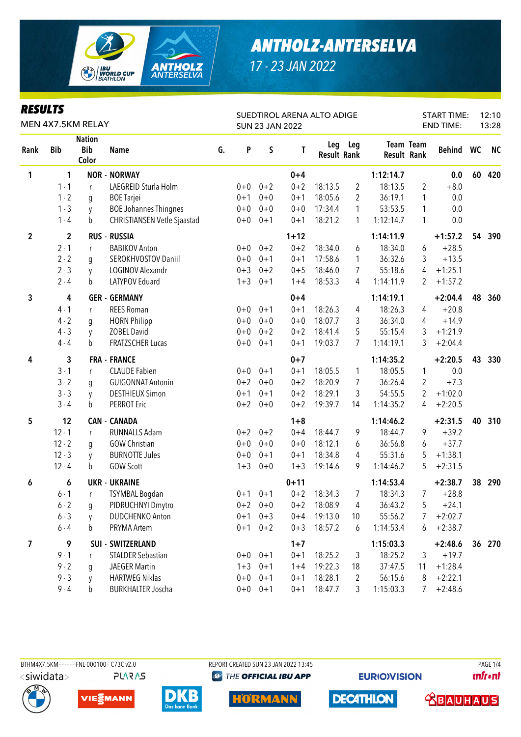# ANTHOLZ-ANTERSELVA

17 - 23 JAN 2022

## RESULTS

MEN 4X7.5KM RELAY

SUEDTIROL ARENA ALTO ADIGE
SUN 23 JAN 2022

START TIME: 12:10
END TIME: 13:28

| Rank | Bib | Nation Bib Color | Name | G. | P | S | T | Leg Result | Leg Rank | Team Result | Team Rank | Behind | WC | NC |
|---|---|---|---|---|---|---|---|---|---|---|---|---|---|---|
| 1 | 1 | | NOR - NORWAY | | | | 0+4 | | | 1:12:14.7 | | 0.0 | 60 | 420 |
| | 1 - 1 | r | LAEGREID Sturla Holm | | 0+0 | 0+2 | 0+2 | 18:13.5 | 2 | 18:13.5 | 2 | +8.0 | | |
| | 1 - 2 | g | BOE Tarjei | | 0+1 | 0+0 | 0+1 | 18:05.6 | 2 | 36:19.1 | 1 | 0.0 | | |
| | 1 - 3 | y | BOE Johannes Thingnes | | 0+0 | 0+0 | 0+0 | 17:34.4 | 1 | 53:53.5 | 1 | 0.0 | | |
| | 1 - 4 | b | CHRISTIANSEN Vetle Sjaastad | | 0+0 | 0+1 | 0+1 | 18:21.2 | 1 | 1:12:14.7 | 1 | 0.0 | | |
| 2 | 2 | | RUS - RUSSIA | | | | 1+12 | | | 1:14:11.9 | | +1:57.2 | 54 | 390 |
| | 2 - 1 | r | BABIKOV Anton | | 0+0 | 0+2 | 0+2 | 18:34.0 | 6 | 18:34.0 | 6 | +28.5 | | |
| | 2 - 2 | g | SEROKHVOSTOV Daniil | | 0+0 | 0+1 | 0+1 | 17:58.6 | 1 | 36:32.6 | 3 | +13.5 | | |
| | 2 - 3 | y | LOGINOV Alexandr | | 0+3 | 0+2 | 0+5 | 18:46.0 | 7 | 55:18.6 | 4 | +1:25.1 | | |
| | 2 - 4 | b | LATYPOV Eduard | | 1+3 | 0+1 | 1+4 | 18:53.3 | 4 | 1:14:11.9 | 2 | +1:57.2 | | |
| 3 | 4 | | GER - GERMANY | | | | 0+4 | | | 1:14:19.1 | | +2:04.4 | 48 | 360 |
| | 4 - 1 | r | REES Roman | | 0+0 | 0+1 | 0+1 | 18:26.3 | 4 | 18:26.3 | 4 | +20.8 | | |
| | 4 - 2 | g | HORN Philipp | | 0+0 | 0+0 | 0+0 | 18:07.7 | 3 | 36:34.0 | 4 | +14.9 | | |
| | 4 - 3 | y | ZOBEL David | | 0+0 | 0+2 | 0+2 | 18:41.4 | 5 | 55:15.4 | 3 | +1:21.9 | | |
| | 4 - 4 | b | FRATZSCHER Lucas | | 0+0 | 0+1 | 0+1 | 19:03.7 | 7 | 1:14:19.1 | 3 | +2:04.4 | | |
| 4 | 3 | | FRA - FRANCE | | | | 0+7 | | | 1:14:35.2 | | +2:20.5 | 43 | 330 |
| | 3 - 1 | r | CLAUDE Fabien | | 0+0 | 0+1 | 0+1 | 18:05.5 | 1 | 18:05.5 | 1 | 0.0 | | |
| | 3 - 2 | g | GUIGONNAT Antonin | | 0+2 | 0+0 | 0+2 | 18:20.9 | 7 | 36:26.4 | 2 | +7.3 | | |
| | 3 - 3 | y | DESTHIEUX Simon | | 0+1 | 0+1 | 0+2 | 18:29.1 | 3 | 54:55.5 | 2 | +1:02.0 | | |
| | 3 - 4 | b | PERROT Eric | | 0+2 | 0+0 | 0+2 | 19:39.7 | 14 | 1:14:35.2 | 4 | +2:20.5 | | |
| 5 | 12 | | CAN - CANADA | | | | 1+8 | | | 1:14:46.2 | | +2:31.5 | 40 | 310 |
| | 12 - 1 | r | RUNNALLS Adam | | 0+2 | 0+2 | 0+4 | 18:44.7 | 9 | 18:44.7 | 9 | +39.2 | | |
| | 12 - 2 | g | GOW Christian | | 0+0 | 0+0 | 0+0 | 18:12.1 | 6 | 36:56.8 | 6 | +37.7 | | |
| | 12 - 3 | y | BURNOTTE Jules | | 0+0 | 0+1 | 0+1 | 18:34.8 | 4 | 55:31.6 | 5 | +1:38.1 | | |
| | 12 - 4 | b | GOW Scott | | 1+3 | 0+0 | 1+3 | 19:14.6 | 9 | 1:14:46.2 | 5 | +2:31.5 | | |
| 6 | 6 | | UKR - UKRAINE | | | | 0+11 | | | 1:14:53.4 | | +2:38.7 | 38 | 290 |
| | 6 - 1 | r | TSYMBAL Bogdan | | 0+1 | 0+1 | 0+2 | 18:34.3 | 7 | 18:34.3 | 7 | +28.8 | | |
| | 6 - 2 | g | PIDRUCHNYI Dmytro | | 0+2 | 0+0 | 0+2 | 18:08.9 | 4 | 36:43.2 | 5 | +24.1 | | |
| | 6 - 3 | y | DUDCHENKO Anton | | 0+1 | 0+3 | 0+4 | 19:13.0 | 10 | 55:56.2 | 7 | +2:02.7 | | |
| | 6 - 4 | b | PRYMA Artem | | 0+1 | 0+2 | 0+3 | 18:57.2 | 6 | 1:14:53.4 | 6 | +2:38.7 | | |
| 7 | 9 | | SUI - SWITZERLAND | | | | 1+7 | | | 1:15:03.3 | | +2:48.6 | 36 | 270 |
| | 9 - 1 | r | STALDER Sebastian | | 0+0 | 0+1 | 0+1 | 18:25.2 | 3 | 18:25.2 | 3 | +19.7 | | |
| | 9 - 2 | g | JAEGER Martin | | 1+3 | 0+1 | 1+4 | 19:22.3 | 18 | 37:47.5 | 11 | +1:28.4 | | |
| | 9 - 3 | y | HARTWEG Niklas | | 0+0 | 0+1 | 0+1 | 18:28.1 | 2 | 56:15.6 | 8 | +2:22.1 | | |
| | 9 - 4 | b | BURKHALTER Joscha | | 0+0 | 0+1 | 0+1 | 18:47.7 | 3 | 1:15:03.3 | 7 | +2:48.6 | | |

BTHM4X7.5KM----------FNL-000100-- C73C v2.0 REPORT CREATED SUN 23 JAN 2022 13:45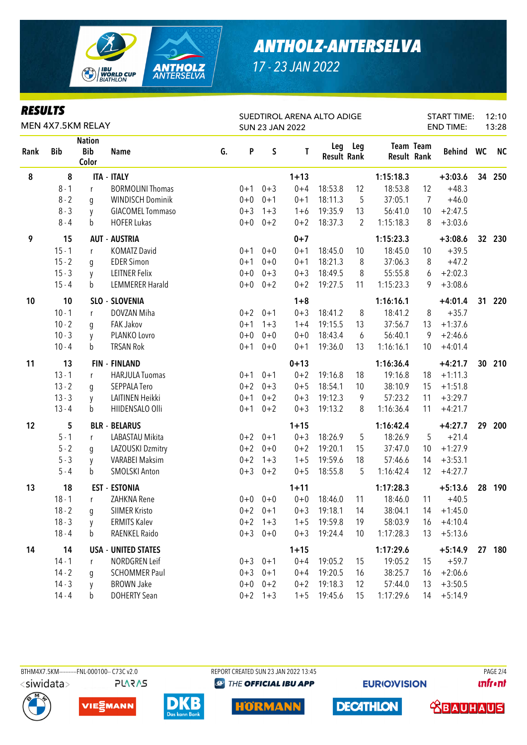# ANTHOLZ-ANTERSELVA

17 - 23 JAN 2022

## RESULTS

MEN 4X7.5KM RELAY

SUEDTIROL ARENA ALTO ADIGE
SUN 23 JAN 2022

START TIME: 12:10
END TIME: 13:28

| Rank | Bib | Nation Bib Color | Name | G. | P | S | T | Leg Result | Leg Rank | Team Result | Team Rank | Behind | WC | NC |
|---|---|---|---|---|---|---|---|---|---|---|---|---|---|---|
| 8 | 8 | ITA - ITALY | | | | | 1+13 | | | 1:15:18.3 | | +3:03.6 | 34 | 250 |
| | 8 - 1 | r | BORMOLINI Thomas | | 0+1 | 0+3 | 0+4 | 18:53.8 | 12 | 18:53.8 | 12 | +48.3 | | |
| | 8 - 2 | g | WINDISCH Dominik | | 0+0 | 0+1 | 0+1 | 18:11.3 | 5 | 37:05.1 | 7 | +46.0 | | |
| | 8 - 3 | y | GIACOMEL Tommaso | | 0+3 | 1+3 | 1+6 | 19:35.9 | 13 | 56:41.0 | 10 | +2:47.5 | | |
| | 8 - 4 | b | HOFER Lukas | | 0+0 | 0+2 | 0+2 | 18:37.3 | 2 | 1:15:18.3 | 8 | +3:03.6 | | |
| 9 | 15 | AUT - AUSTRIA | | | | | 0+7 | | | 1:15:23.3 | | +3:08.6 | 32 | 230 |
| | 15 - 1 | r | KOMATZ David | | 0+1 | 0+0 | 0+1 | 18:45.0 | 10 | 18:45.0 | 10 | +39.5 | | |
| | 15 - 2 | g | EDER Simon | | 0+1 | 0+0 | 0+1 | 18:21.3 | 8 | 37:06.3 | 8 | +47.2 | | |
| | 15 - 3 | y | LEITNER Felix | | 0+0 | 0+3 | 0+3 | 18:49.5 | 8 | 55:55.8 | 6 | +2:02.3 | | |
| | 15 - 4 | b | LEMMERER Harald | | 0+0 | 0+2 | 0+2 | 19:27.5 | 11 | 1:15:23.3 | 9 | +3:08.6 | | |
| 10 | 10 | SLO - SLOVENIA | | | | | 1+8 | | | 1:16:16.1 | | +4:01.4 | 31 | 220 |
| | 10 - 1 | r | DOVZAN Miha | | 0+2 | 0+1 | 0+3 | 18:41.2 | 8 | 18:41.2 | 8 | +35.7 | | |
| | 10 - 2 | g | FAK Jakov | | 0+1 | 1+3 | 1+4 | 19:15.5 | 13 | 37:56.7 | 13 | +1:37.6 | | |
| | 10 - 3 | y | PLANKO Lovro | | 0+0 | 0+0 | 0+0 | 18:43.4 | 6 | 56:40.1 | 9 | +2:46.6 | | |
| | 10 - 4 | b | TRSAN Rok | | 0+1 | 0+0 | 0+1 | 19:36.0 | 13 | 1:16:16.1 | 10 | +4:01.4 | | |
| 11 | 13 | FIN - FINLAND | | | | | 0+13 | | | 1:16:36.4 | | +4:21.7 | 30 | 210 |
| | 13 - 1 | r | HARJULA Tuomas | | 0+1 | 0+1 | 0+2 | 19:16.8 | 18 | 19:16.8 | 18 | +1:11.3 | | |
| | 13 - 2 | g | SEPPALA Tero | | 0+2 | 0+3 | 0+5 | 18:54.1 | 10 | 38:10.9 | 15 | +1:51.8 | | |
| | 13 - 3 | y | LAITINEN Heikki | | 0+1 | 0+2 | 0+3 | 19:12.3 | 9 | 57:23.2 | 11 | +3:29.7 | | |
| | 13 - 4 | b | HIIDENSALO Olli | | 0+1 | 0+2 | 0+3 | 19:13.2 | 8 | 1:16:36.4 | 11 | +4:21.7 | | |
| 12 | 5 | BLR - BELARUS | | | | | 1+15 | | | 1:16:42.4 | | +4:27.7 | 29 | 200 |
| | 5 - 1 | r | LABASTAU Mikita | | 0+2 | 0+1 | 0+3 | 18:26.9 | 5 | 18:26.9 | 5 | +21.4 | | |
| | 5 - 2 | g | LAZOUSKI Dzmitry | | 0+2 | 0+0 | 0+2 | 19:20.1 | 15 | 37:47.0 | 10 | +1:27.9 | | |
| | 5 - 3 | y | VARABEI Maksim | | 0+2 | 1+3 | 1+5 | 19:59.6 | 18 | 57:46.6 | 14 | +3:53.1 | | |
| | 5 - 4 | b | SMOLSKI Anton | | 0+3 | 0+2 | 0+5 | 18:55.8 | 5 | 1:16:42.4 | 12 | +4:27.7 | | |
| 13 | 18 | EST - ESTONIA | | | | | 1+11 | | | 1:17:28.3 | | +5:13.6 | 28 | 190 |
| | 18 - 1 | r | ZAHKNA Rene | | 0+0 | 0+0 | 0+0 | 18:46.0 | 11 | 18:46.0 | 11 | +40.5 | | |
| | 18 - 2 | g | SIIMER Kristo | | 0+2 | 0+1 | 0+3 | 19:18.1 | 14 | 38:04.1 | 14 | +1:45.0 | | |
| | 18 - 3 | y | ERMITS Kalev | | 0+2 | 1+3 | 1+5 | 19:59.8 | 19 | 58:03.9 | 16 | +4:10.4 | | |
| | 18 - 4 | b | RAENKEL Raido | | 0+3 | 0+0 | 0+3 | 19:24.4 | 10 | 1:17:28.3 | 13 | +5:13.6 | | |
| 14 | 14 | USA - UNITED STATES | | | | | 1+15 | | | 1:17:29.6 | | +5:14.9 | 27 | 180 |
| | 14 - 1 | r | NORDGREN Leif | | 0+3 | 0+1 | 0+4 | 19:05.2 | 15 | 19:05.2 | 15 | +59.7 | | |
| | 14 - 2 | g | SCHOMMER Paul | | 0+3 | 0+1 | 0+4 | 19:20.5 | 16 | 38:25.7 | 16 | +2:06.6 | | |
| | 14 - 3 | y | BROWN Jake | | 0+0 | 0+2 | 0+2 | 19:18.3 | 12 | 57:44.0 | 13 | +3:50.5 | | |
| | 14 - 4 | b | DOHERTY Sean | | 0+2 | 1+3 | 1+5 | 19:45.6 | 15 | 1:17:29.6 | 14 | +5:14.9 | | |

BTHM4X7.5KM----------FNL-000100-- C73C v2.0 REPORT CREATED SUN 23 JAN 2022 13:45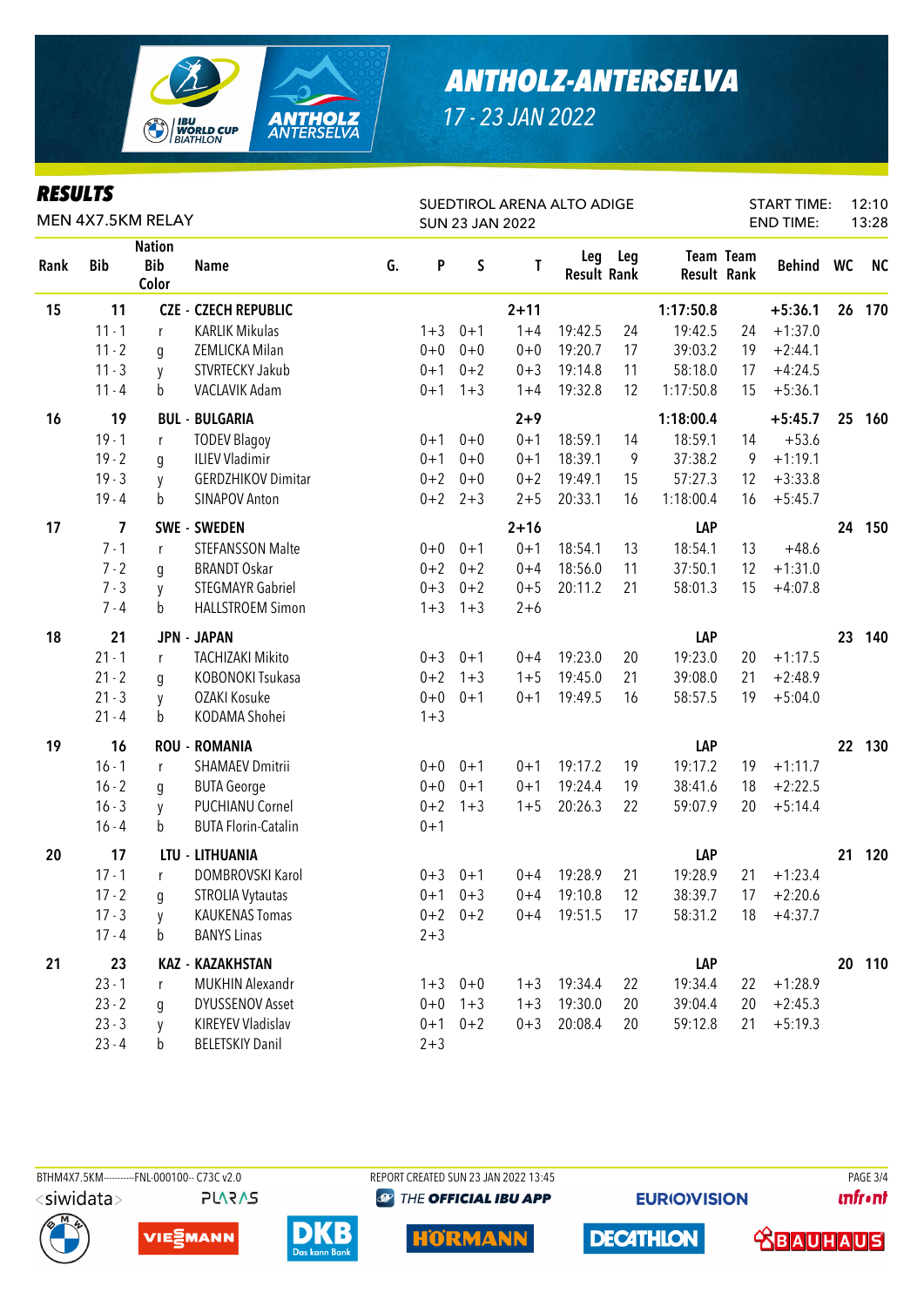# ANTHOLZ-ANTERSELVA

17 - 23 JAN 2022

## RESULTS

MEN 4X7.5KM RELAY

SUEDTIROL ARENA ALTO ADIGE
SUN 23 JAN 2022

START TIME: 12:10
END TIME: 13:28

| Rank | Bib | Nation Bib Color | Name | G. | P | S | T | Leg Result | Leg Rank | Team Result | Team Rank | Behind | WC | NC |
|---|---|---|---|---|---|---|---|---|---|---|---|---|---|---|
| 15 | 11 | CZE - | CZECH REPUBLIC | | | | 2+11 | | | 1:17:50.8 | | +5:36.1 | 26 | 170 |
| | 11 - 1 | r | KARLIK Mikulas | | 1+3 | 0+1 | 1+4 | 19:42.5 | 24 | 19:42.5 | 24 | +1:37.0 | | |
| | 11 - 2 | g | ZEMLICKA Milan | | 0+0 | 0+0 | 0+0 | 19:20.7 | 17 | 39:03.2 | 19 | +2:44.1 | | |
| | 11 - 3 | y | STVRTECKY Jakub | | 0+1 | 0+2 | 0+3 | 19:14.8 | 11 | 58:18.0 | 17 | +4:24.5 | | |
| | 11 - 4 | b | VACLAVIK Adam | | 0+1 | 1+3 | 1+4 | 19:32.8 | 12 | 1:17:50.8 | 15 | +5:36.1 | | |
| 16 | 19 | BUL - | BULGARIA | | | | 2+9 | | | 1:18:00.4 | | +5:45.7 | 25 | 160 |
| | 19 - 1 | r | TODEV Blagoy | | 0+1 | 0+0 | 0+1 | 18:59.1 | 14 | 18:59.1 | 14 | +53.6 | | |
| | 19 - 2 | g | ILIEV Vladimir | | 0+1 | 0+0 | 0+1 | 18:39.1 | 9 | 37:38.2 | 9 | +1:19.1 | | |
| | 19 - 3 | y | GERDZHIKOV Dimitar | | 0+2 | 0+0 | 0+2 | 19:49.1 | 15 | 57:27.3 | 12 | +3:33.8 | | |
| | 19 - 4 | b | SINAPOV Anton | | 0+2 | 2+3 | 2+5 | 20:33.1 | 16 | 1:18:00.4 | 16 | +5:45.7 | | |
| 17 | 7 | SWE - | SWEDEN | | | | 2+16 | | | LAP | | | 24 | 150 |
| | 7 - 1 | r | STEFANSSON Malte | | 0+0 | 0+1 | 0+1 | 18:54.1 | 13 | 18:54.1 | 13 | +48.6 | | |
| | 7 - 2 | g | BRANDT Oskar | | 0+2 | 0+2 | 0+4 | 18:56.0 | 11 | 37:50.1 | 12 | +1:31.0 | | |
| | 7 - 3 | y | STEGMAYR Gabriel | | 0+3 | 0+2 | 0+5 | 20:11.2 | 21 | 58:01.3 | 15 | +4:07.8 | | |
| | 7 - 4 | b | HALLSTROEM Simon | | 1+3 | 1+3 | 2+6 | | | | | | | |
| 18 | 21 | JPN - | JAPAN | | | | | | | LAP | | | 23 | 140 |
| | 21 - 1 | r | TACHIZAKI Mikito | | 0+3 | 0+1 | 0+4 | 19:23.0 | 20 | 19:23.0 | 20 | +1:17.5 | | |
| | 21 - 2 | g | KOBONOKI Tsukasa | | 0+2 | 1+3 | 1+5 | 19:45.0 | 21 | 39:08.0 | 21 | +2:48.9 | | |
| | 21 - 3 | y | OZAKI Kosuke | | 0+0 | 0+1 | 0+1 | 19:49.5 | 16 | 58:57.5 | 19 | +5:04.0 | | |
| | 21 - 4 | b | KODAMA Shohei | | 1+3 | | | | | | | | | |
| 19 | 16 | ROU - | ROMANIA | | | | | | | LAP | | | 22 | 130 |
| | 16 - 1 | r | SHAMAEV Dmitrii | | 0+0 | 0+1 | 0+1 | 19:17.2 | 19 | 19:17.2 | 19 | +1:11.7 | | |
| | 16 - 2 | g | BUTA George | | 0+0 | 0+1 | 0+1 | 19:24.4 | 19 | 38:41.6 | 18 | +2:22.5 | | |
| | 16 - 3 | y | PUCHIANU Cornel | | 0+2 | 1+3 | 1+5 | 20:26.3 | 22 | 59:07.9 | 20 | +5:14.4 | | |
| | 16 - 4 | b | BUTA Florin-Catalin | | 0+1 | | | | | | | | | |
| 20 | 17 | LTU - | LITHUANIA | | | | | | | LAP | | | 21 | 120 |
| | 17 - 1 | r | DOMBROVSKI Karol | | 0+3 | 0+1 | 0+4 | 19:28.9 | 21 | 19:28.9 | 21 | +1:23.4 | | |
| | 17 - 2 | g | STROLIA Vytautas | | 0+1 | 0+3 | 0+4 | 19:10.8 | 12 | 38:39.7 | 17 | +2:20.6 | | |
| | 17 - 3 | y | KAUKENAS Tomas | | 0+2 | 0+2 | 0+4 | 19:51.5 | 17 | 58:31.2 | 18 | +4:37.7 | | |
| | 17 - 4 | b | BANYS Linas | | 2+3 | | | | | | | | | |
| 21 | 23 | KAZ - | KAZAKHSTAN | | | | | | | LAP | | | 20 | 110 |
| | 23 - 1 | r | MUKHIN Alexandr | | 1+3 | 0+0 | 1+3 | 19:34.4 | 22 | 19:34.4 | 22 | +1:28.9 | | |
| | 23 - 2 | g | DYUSSENOV Asset | | 0+0 | 1+3 | 1+3 | 19:30.0 | 20 | 39:04.4 | 20 | +2:45.3 | | |
| | 23 - 3 | y | KIREYEV Vladislav | | 0+1 | 0+2 | 0+3 | 20:08.4 | 20 | 59:12.8 | 21 | +5:19.3 | | |
| | 23 - 4 | b | BELETSKIY Danil | | 2+3 | | | | | | | | | |

BTHM4X7.5KM----------FNL-000100-- C73C v2.0 REPORT CREATED SUN 23 JAN 2022 13:45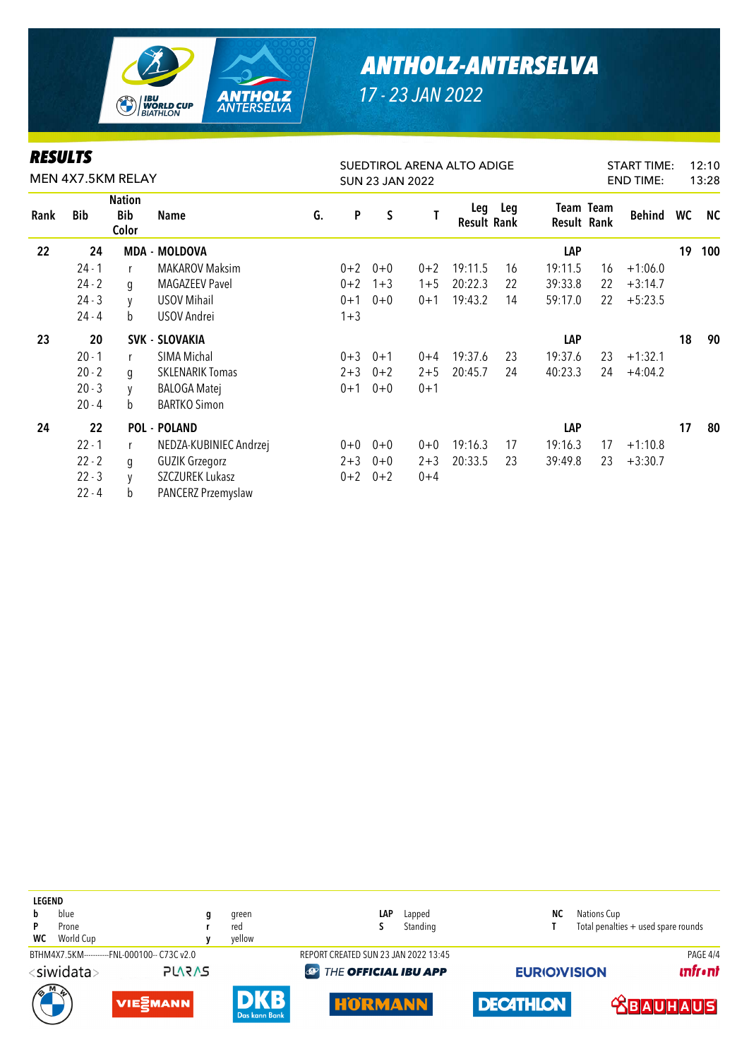# ANTHOLZ-ANTERSELVA

17 - 23 JAN 2022

## RESULTS

MEN 4X7.5KM RELAY

SUEDTIROL ARENA ALTO ADIGE
SUN 23 JAN 2022

START TIME: 12:10
END TIME: 13:28

| Rank | Bib | Nation Bib Color | Name | G. | P | S | T | Leg Result | Leg Rank | Team Result | Team Rank | Behind | WC | NC |
|---|---|---|---|---|---|---|---|---|---|---|---|---|---|---|
| 22 | 24 | | MDA - MOLDOVA | | | | | | | LAP | | | 19 | 100 |
| | 24 - 1 | r | MAKAROV Maksim | | 0+2 | 0+0 | 0+2 | 19:11.5 | 16 | 19:11.5 | 16 | +1:06.0 | | |
| | 24 - 2 | g | MAGAZEEV Pavel | | 0+2 | 1+3 | 1+5 | 20:22.3 | 22 | 39:33.8 | 22 | +3:14.7 | | |
| | 24 - 3 | y | USOV Mihail | | 0+1 | 0+0 | 0+1 | 19:43.2 | 14 | 59:17.0 | 22 | +5:23.5 | | |
| | 24 - 4 | b | USOV Andrei | | 1+3 | | | | | | | | | |
| 23 | 20 | | SVK - SLOVAKIA | | | | | | | LAP | | | 18 | 90 |
| | 20 - 1 | r | SIMA Michal | | 0+3 | 0+1 | 0+4 | 19:37.6 | 23 | 19:37.6 | 23 | +1:32.1 | | |
| | 20 - 2 | g | SKLENARIK Tomas | | 2+3 | 0+2 | 2+5 | 20:45.7 | 24 | 40:23.3 | 24 | +4:04.2 | | |
| | 20 - 3 | y | BALOGA Matej | | 0+1 | 0+0 | 0+1 | | | | | | | |
| | 20 - 4 | b | BARTKO Simon | | | | | | | | | | | |
| 24 | 22 | | POL - POLAND | | | | | | | LAP | | | 17 | 80 |
| | 22 - 1 | r | NEDZA-KUBINIEC Andrzej | | 0+0 | 0+0 | 0+0 | 19:16.3 | 17 | 19:16.3 | 17 | +1:10.8 | | |
| | 22 - 2 | g | GUZIK Grzegorz | | 2+3 | 0+0 | 2+3 | 20:33.5 | 23 | 39:49.8 | 23 | +3:30.7 | | |
| | 22 - 3 | y | SZCZUREK Lukasz | | 0+2 | 0+2 | 0+4 | | | | | | | |
| | 22 - 4 | b | PANCERZ Przemyslaw | | | | | | | | | | | |

LEGEND
b blue
P Prone
WC World Cup
g green
r red
y yellow
LAP Lapped
S Standing
NC Nations Cup
T Total penalties + used spare rounds

BTHM4X7.5KM----------FNL-000100-- C73C v2.0
REPORT CREATED SUN 23 JAN 2022 13:45